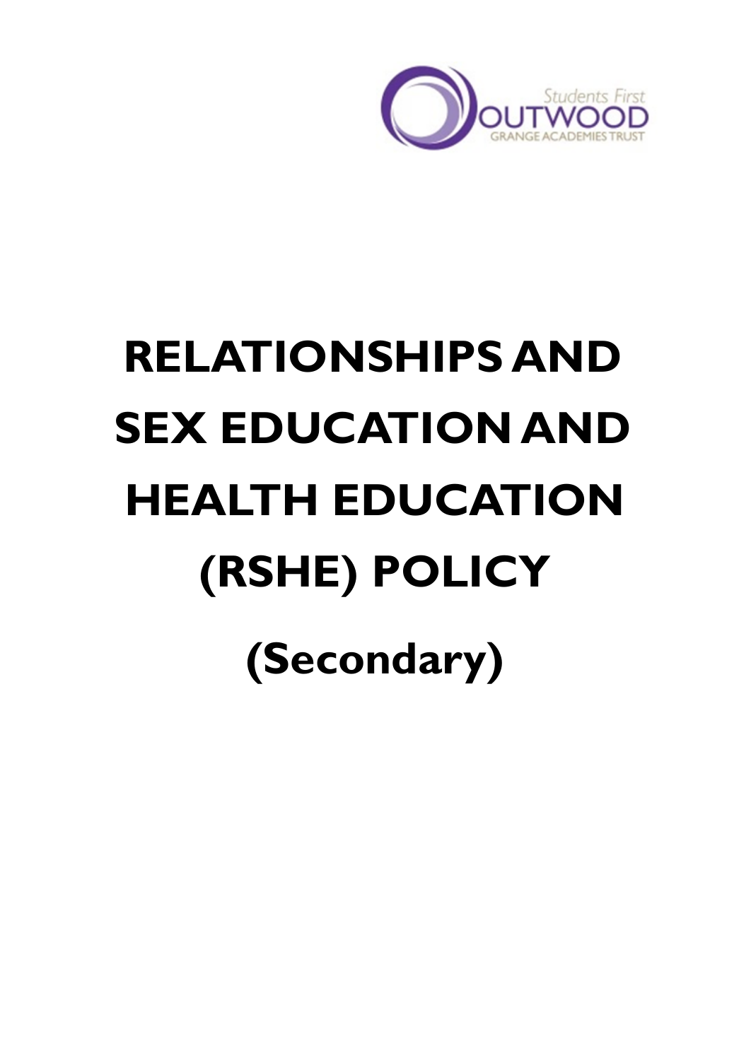Students First
OUTWOOD
GRANGE ACADEMIES TRUST

# RELATIONSHIPS AND SEX EDUCATION AND HEALTH EDUCATION (RSHE) POLICY

## (Secondary)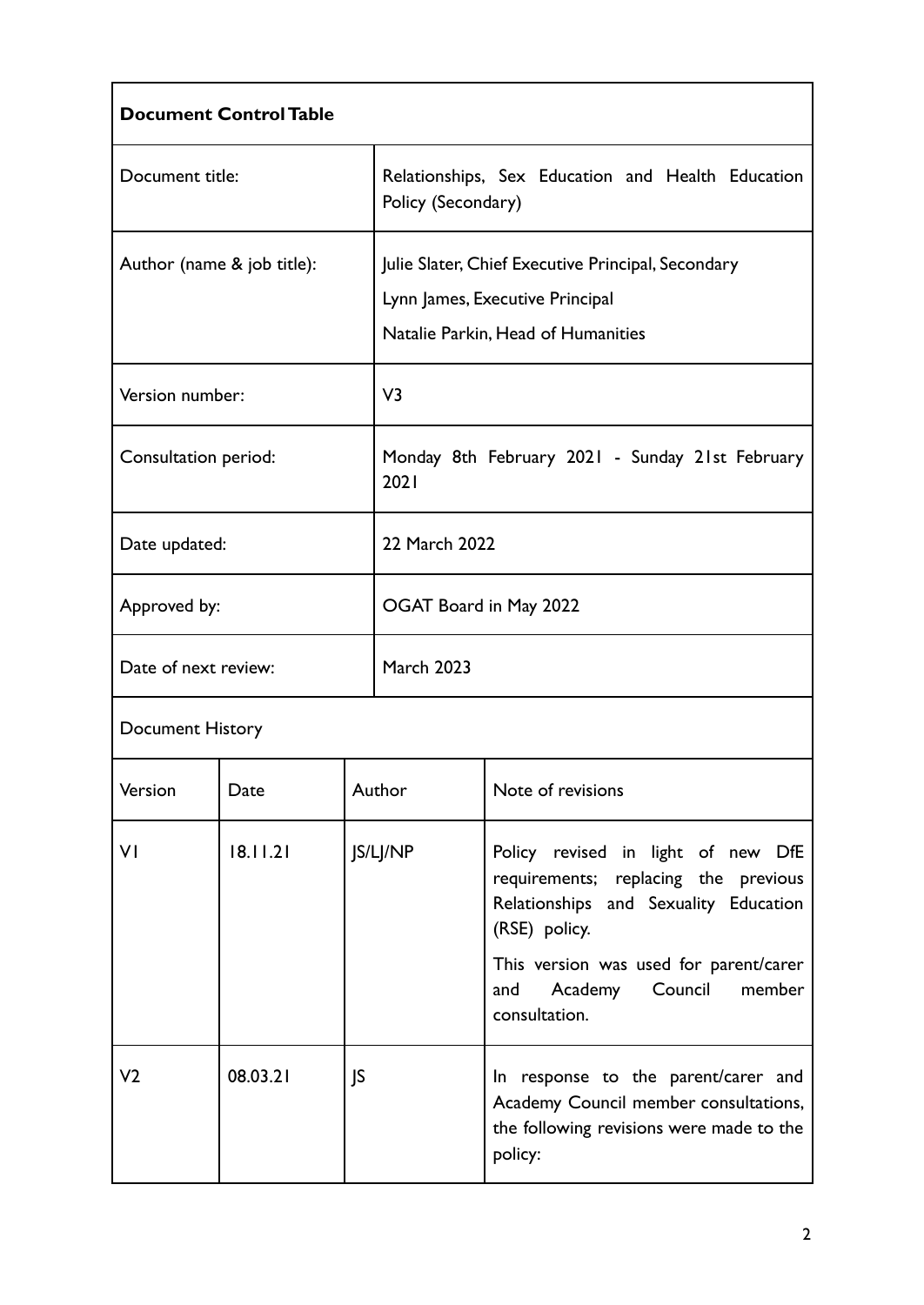**Document Control Table**

| Document title: | Relationships, Sex Education and Health Education Policy (Secondary) |
|---|---|
| Author (name & job title): | Julie Slater, Chief Executive Principal, Secondary<br>Lynn James, Executive Principal<br>Natalie Parkin, Head of Humanities |
| Version number: | V3 |
| Consultation period: | Monday 8th February 2021 - Sunday 21st February 2021 |
| Date updated: | 22 March 2022 |
| Approved by: | OGAT Board in May 2022 |
| Date of next review: | March 2023 |

Document History

| Version | Date | Author | Note of revisions |
|---|---|---|---|
| V1 | 18.11.21 | JS/LJ/NP | Policy revised in light of new DfE requirements; replacing the previous Relationships and Sexuality Education (RSE) policy.<br>This version was used for parent/carer and Academy Council member consultation. |
| V2 | 08.03.21 | JS | In response to the parent/carer and Academy Council member consultations, the following revisions were made to the policy: |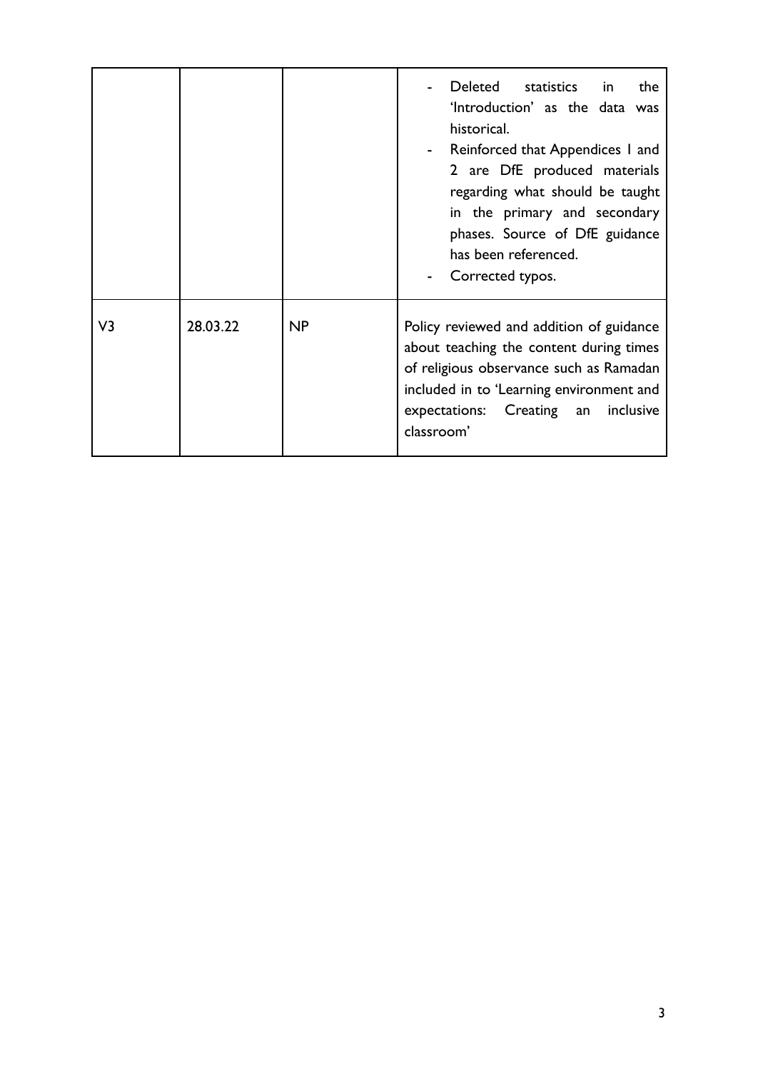| | | | |
|---|---|---|---|
| | | | - Deleted statistics in the 'Introduction' as the data was historical.<br>- Reinforced that Appendices 1 and 2 are DfE produced materials regarding what should be taught in the primary and secondary phases. Source of DfE guidance has been referenced.<br>- Corrected typos. |
| V3 | 28.03.22 | NP | Policy reviewed and addition of guidance about teaching the content during times of religious observance such as Ramadan included in to 'Learning environment and expectations: Creating an inclusive classroom' |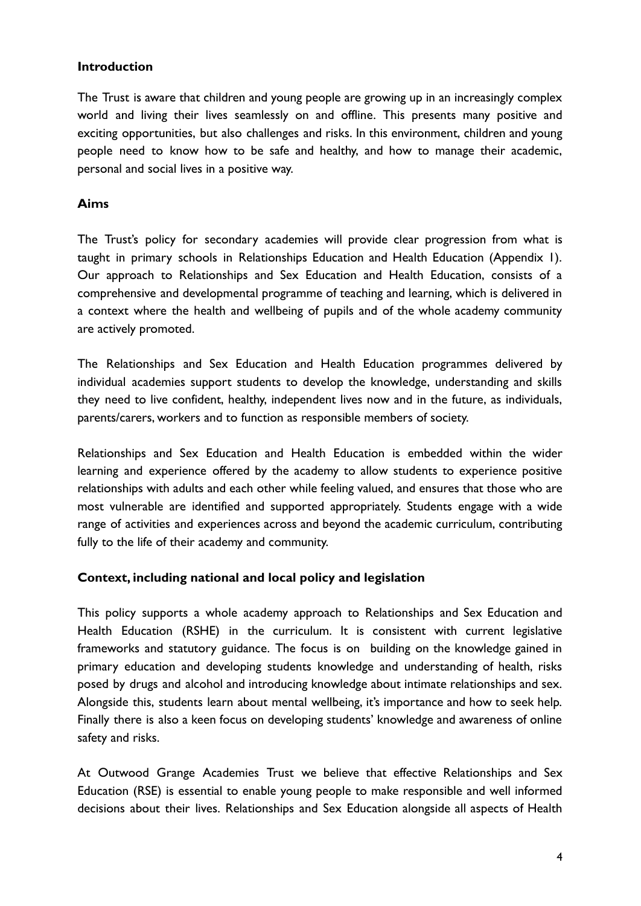## Introduction

The Trust is aware that children and young people are growing up in an increasingly complex world and living their lives seamlessly on and offline. This presents many positive and exciting opportunities, but also challenges and risks. In this environment, children and young people need to know how to be safe and healthy, and how to manage their academic, personal and social lives in a positive way.

## Aims

The Trust's policy for secondary academies will provide clear progression from what is taught in primary schools in Relationships Education and Health Education (Appendix 1). Our approach to Relationships and Sex Education and Health Education, consists of a comprehensive and developmental programme of teaching and learning, which is delivered in a context where the health and wellbeing of pupils and of the whole academy community are actively promoted.

The Relationships and Sex Education and Health Education programmes delivered by individual academies support students to develop the knowledge, understanding and skills they need to live confident, healthy, independent lives now and in the future, as individuals, parents/carers, workers and to function as responsible members of society.

Relationships and Sex Education and Health Education is embedded within the wider learning and experience offered by the academy to allow students to experience positive relationships with adults and each other while feeling valued, and ensures that those who are most vulnerable are identified and supported appropriately. Students engage with a wide range of activities and experiences across and beyond the academic curriculum, contributing fully to the life of their academy and community.

## Context, including national and local policy and legislation

This policy supports a whole academy approach to Relationships and Sex Education and Health Education (RSHE) in the curriculum. It is consistent with current legislative frameworks and statutory guidance. The focus is on building on the knowledge gained in primary education and developing students knowledge and understanding of health, risks posed by drugs and alcohol and introducing knowledge about intimate relationships and sex. Alongside this, students learn about mental wellbeing, it's importance and how to seek help. Finally there is also a keen focus on developing students' knowledge and awareness of online safety and risks.

At Outwood Grange Academies Trust we believe that effective Relationships and Sex Education (RSE) is essential to enable young people to make responsible and well informed decisions about their lives. Relationships and Sex Education alongside all aspects of Health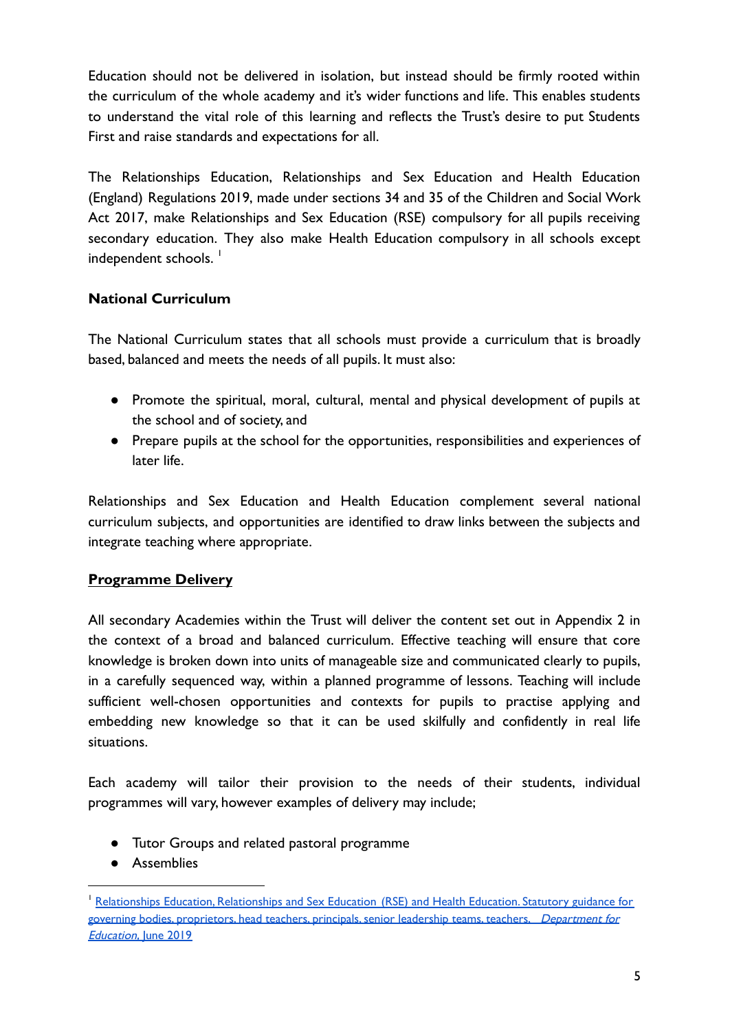Education should not be delivered in isolation, but instead should be firmly rooted within the curriculum of the whole academy and it's wider functions and life. This enables students to understand the vital role of this learning and reflects the Trust's desire to put Students First and raise standards and expectations for all.

The Relationships Education, Relationships and Sex Education and Health Education (England) Regulations 2019, made under sections 34 and 35 of the Children and Social Work Act 2017, make Relationships and Sex Education (RSE) compulsory for all pupils receiving secondary education. They also make Health Education compulsory in all schools except independent schools. [1]

**National Curriculum**

The National Curriculum states that all schools must provide a curriculum that is broadly based, balanced and meets the needs of all pupils. It must also:

- Promote the spiritual, moral, cultural, mental and physical development of pupils at the school and of society, and
- Prepare pupils at the school for the opportunities, responsibilities and experiences of later life.

Relationships and Sex Education and Health Education complement several national curriculum subjects, and opportunities are identified to draw links between the subjects and integrate teaching where appropriate.

**<u>Programme Delivery</u>**

All secondary Academies within the Trust will deliver the content set out in Appendix 2 in the context of a broad and balanced curriculum. Effective teaching will ensure that core knowledge is broken down into units of manageable size and communicated clearly to pupils, in a carefully sequenced way, within a planned programme of lessons. Teaching will include sufficient well-chosen opportunities and contexts for pupils to practise applying and embedding new knowledge so that it can be used skilfully and confidently in real life situations.

Each academy will tailor their provision to the needs of their students, individual programmes will vary, however examples of delivery may include;

- Tutor Groups and related pastoral programme
- Assemblies

---

[1] Relationships Education, Relationships and Sex Education (RSE) and Health Education. Statutory guidance for governing bodies, proprietors, head teachers, principals, senior leadership teams, teachers. *Department for Education*, June 2019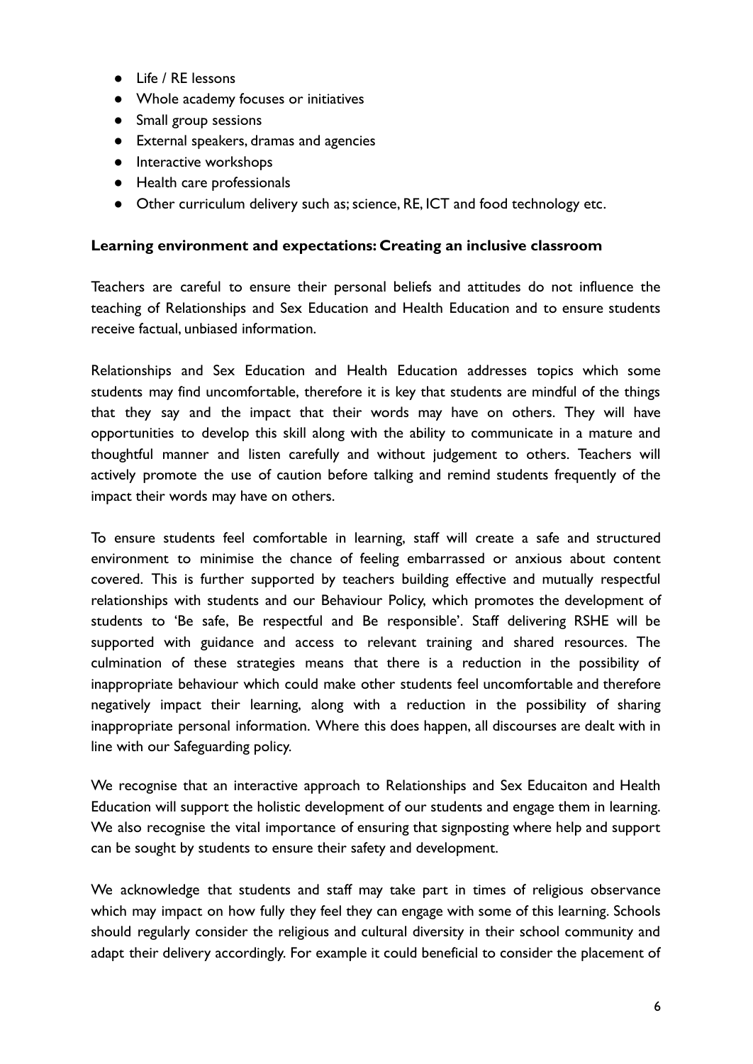- Life / RE lessons
- Whole academy focuses or initiatives
- Small group sessions
- External speakers, dramas and agencies
- Interactive workshops
- Health care professionals
- Other curriculum delivery such as; science, RE, ICT and food technology etc.

**Learning environment and expectations: Creating an inclusive classroom**

Teachers are careful to ensure their personal beliefs and attitudes do not influence the teaching of Relationships and Sex Education and Health Education and to ensure students receive factual, unbiased information.

Relationships and Sex Education and Health Education addresses topics which some students may find uncomfortable, therefore it is key that students are mindful of the things that they say and the impact that their words may have on others. They will have opportunities to develop this skill along with the ability to communicate in a mature and thoughtful manner and listen carefully and without judgement to others. Teachers will actively promote the use of caution before talking and remind students frequently of the impact their words may have on others.

To ensure students feel comfortable in learning, staff will create a safe and structured environment to minimise the chance of feeling embarrassed or anxious about content covered. This is further supported by teachers building effective and mutually respectful relationships with students and our Behaviour Policy, which promotes the development of students to 'Be safe, Be respectful and Be responsible'. Staff delivering RSHE will be supported with guidance and access to relevant training and shared resources. The culmination of these strategies means that there is a reduction in the possibility of inappropriate behaviour which could make other students feel uncomfortable and therefore negatively impact their learning, along with a reduction in the possibility of sharing inappropriate personal information. Where this does happen, all discourses are dealt with in line with our Safeguarding policy.

We recognise that an interactive approach to Relationships and Sex Educaiton and Health Education will support the holistic development of our students and engage them in learning. We also recognise the vital importance of ensuring that signposting where help and support can be sought by students to ensure their safety and development.

We acknowledge that students and staff may take part in times of religious observance which may impact on how fully they feel they can engage with some of this learning. Schools should regularly consider the religious and cultural diversity in their school community and adapt their delivery accordingly. For example it could beneficial to consider the placement of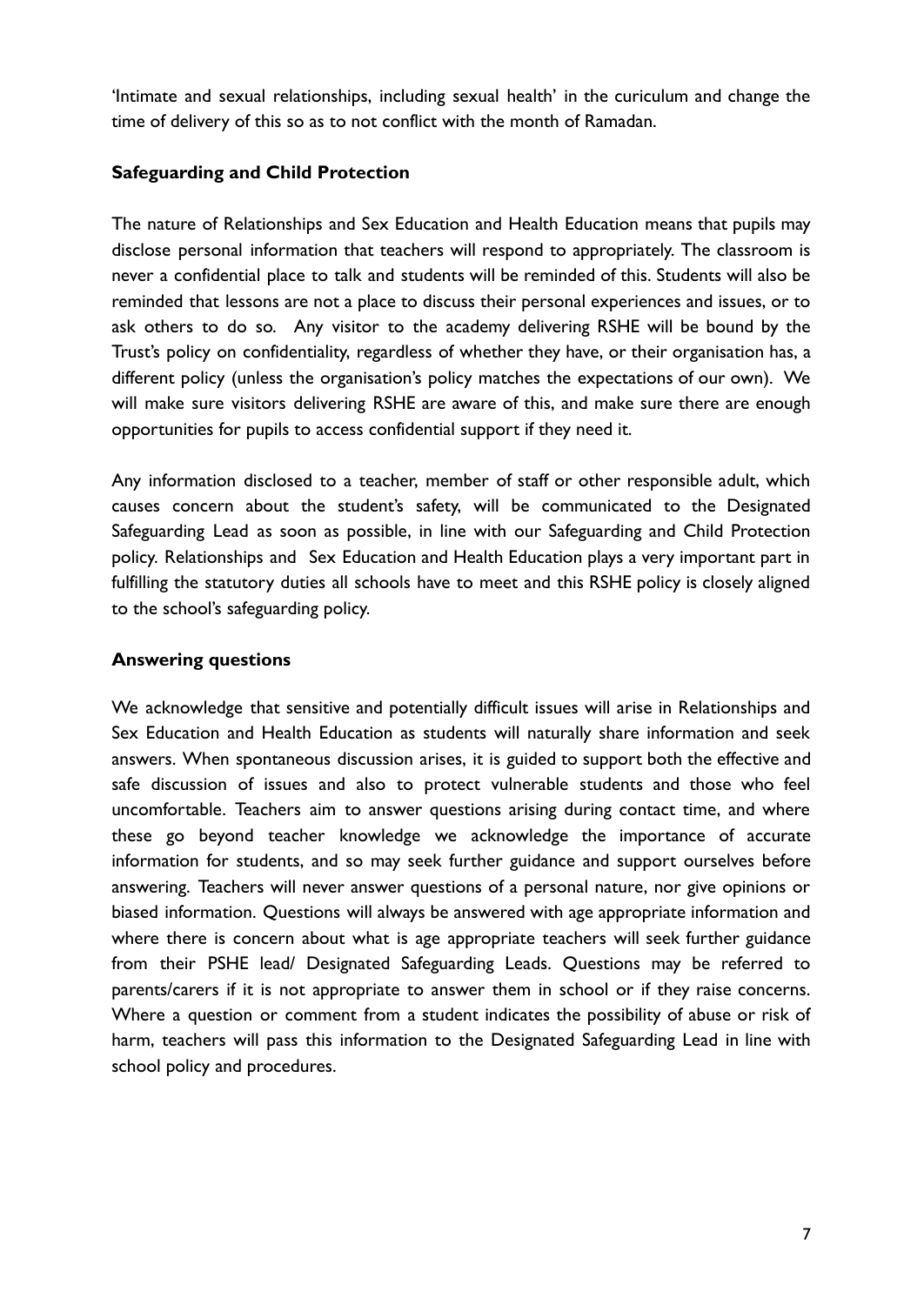'Intimate and sexual relationships, including sexual health' in the curiculum and change the time of delivery of this so as to not conflict with the month of Ramadan.

### Safeguarding and Child Protection

The nature of Relationships and Sex Education and Health Education means that pupils may disclose personal information that teachers will respond to appropriately. The classroom is never a confidential place to talk and students will be reminded of this. Students will also be reminded that lessons are not a place to discuss their personal experiences and issues, or to ask others to do so. Any visitor to the academy delivering RSHE will be bound by the Trust's policy on confidentiality, regardless of whether they have, or their organisation has, a different policy (unless the organisation's policy matches the expectations of our own). We will make sure visitors delivering RSHE are aware of this, and make sure there are enough opportunities for pupils to access confidential support if they need it.

Any information disclosed to a teacher, member of staff or other responsible adult, which causes concern about the student's safety, will be communicated to the Designated Safeguarding Lead as soon as possible, in line with our Safeguarding and Child Protection policy. Relationships and Sex Education and Health Education plays a very important part in fulfilling the statutory duties all schools have to meet and this RSHE policy is closely aligned to the school's safeguarding policy.

### Answering questions

We acknowledge that sensitive and potentially difficult issues will arise in Relationships and Sex Education and Health Education as students will naturally share information and seek answers. When spontaneous discussion arises, it is guided to support both the effective and safe discussion of issues and also to protect vulnerable students and those who feel uncomfortable. Teachers aim to answer questions arising during contact time, and where these go beyond teacher knowledge we acknowledge the importance of accurate information for students, and so may seek further guidance and support ourselves before answering. Teachers will never answer questions of a personal nature, nor give opinions or biased information. Questions will always be answered with age appropriate information and where there is concern about what is age appropriate teachers will seek further guidance from their PSHE lead/ Designated Safeguarding Leads. Questions may be referred to parents/carers if it is not appropriate to answer them in school or if they raise concerns. Where a question or comment from a student indicates the possibility of abuse or risk of harm, teachers will pass this information to the Designated Safeguarding Lead in line with school policy and procedures.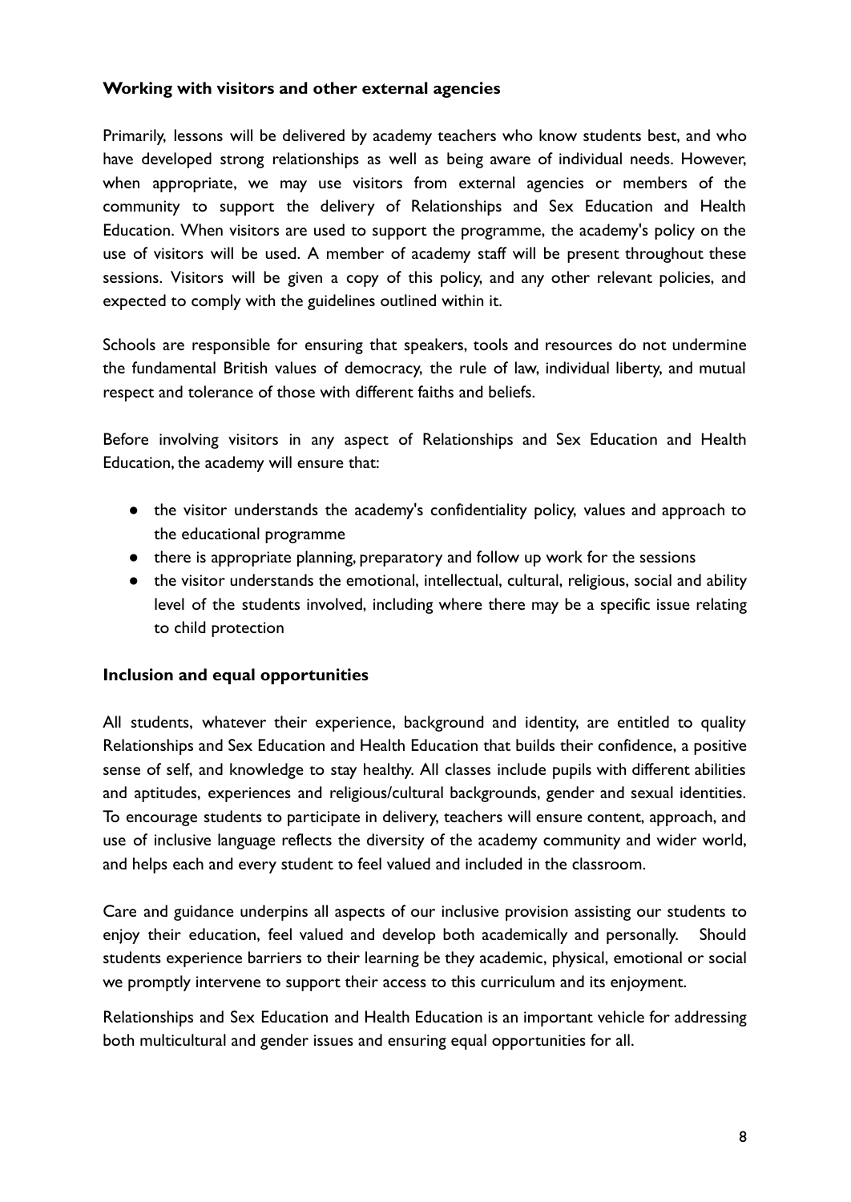**Working with visitors and other external agencies**

Primarily, lessons will be delivered by academy teachers who know students best, and who have developed strong relationships as well as being aware of individual needs. However, when appropriate, we may use visitors from external agencies or members of the community to support the delivery of Relationships and Sex Education and Health Education. When visitors are used to support the programme, the academy's policy on the use of visitors will be used. A member of academy staff will be present throughout these sessions. Visitors will be given a copy of this policy, and any other relevant policies, and expected to comply with the guidelines outlined within it.

Schools are responsible for ensuring that speakers, tools and resources do not undermine the fundamental British values of democracy, the rule of law, individual liberty, and mutual respect and tolerance of those with different faiths and beliefs.

Before involving visitors in any aspect of Relationships and Sex Education and Health Education, the academy will ensure that:

- the visitor understands the academy's confidentiality policy, values and approach to the educational programme
- there is appropriate planning, preparatory and follow up work for the sessions
- the visitor understands the emotional, intellectual, cultural, religious, social and ability level of the students involved, including where there may be a specific issue relating to child protection

**Inclusion and equal opportunities**

All students, whatever their experience, background and identity, are entitled to quality Relationships and Sex Education and Health Education that builds their confidence, a positive sense of self, and knowledge to stay healthy. All classes include pupils with different abilities and aptitudes, experiences and religious/cultural backgrounds, gender and sexual identities. To encourage students to participate in delivery, teachers will ensure content, approach, and use of inclusive language reflects the diversity of the academy community and wider world, and helps each and every student to feel valued and included in the classroom.

Care and guidance underpins all aspects of our inclusive provision assisting our students to enjoy their education, feel valued and develop both academically and personally. Should students experience barriers to their learning be they academic, physical, emotional or social we promptly intervene to support their access to this curriculum and its enjoyment.

Relationships and Sex Education and Health Education is an important vehicle for addressing both multicultural and gender issues and ensuring equal opportunities for all.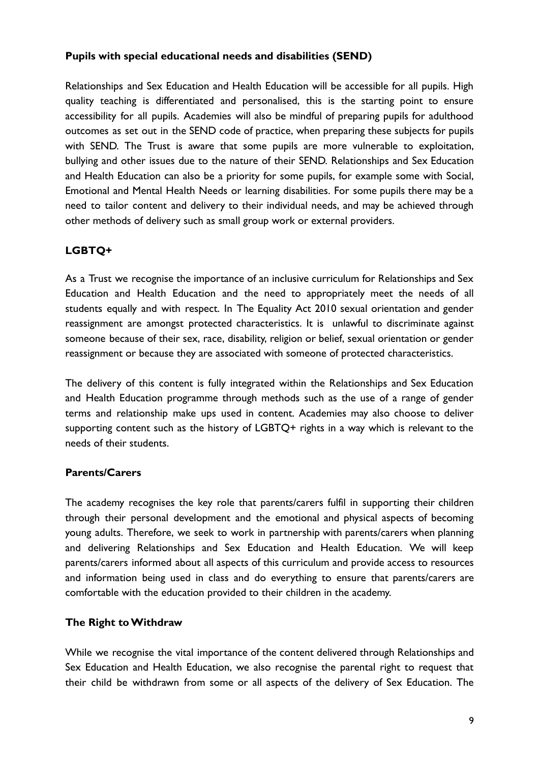**Pupils with special educational needs and disabilities (SEND)**

Relationships and Sex Education and Health Education will be accessible for all pupils. High quality teaching is differentiated and personalised, this is the starting point to ensure accessibility for all pupils. Academies will also be mindful of preparing pupils for adulthood outcomes as set out in the SEND code of practice, when preparing these subjects for pupils with SEND. The Trust is aware that some pupils are more vulnerable to exploitation, bullying and other issues due to the nature of their SEND. Relationships and Sex Education and Health Education can also be a priority for some pupils, for example some with Social, Emotional and Mental Health Needs or learning disabilities. For some pupils there may be a need to tailor content and delivery to their individual needs, and may be achieved through other methods of delivery such as small group work or external providers.

**LGBTQ+**

As a Trust we recognise the importance of an inclusive curriculum for Relationships and Sex Education and Health Education and the need to appropriately meet the needs of all students equally and with respect. In The Equality Act 2010 sexual orientation and gender reassignment are amongst protected characteristics. It is unlawful to discriminate against someone because of their sex, race, disability, religion or belief, sexual orientation or gender reassignment or because they are associated with someone of protected characteristics.

The delivery of this content is fully integrated within the Relationships and Sex Education and Health Education programme through methods such as the use of a range of gender terms and relationship make ups used in content. Academies may also choose to deliver supporting content such as the history of LGBTQ+ rights in a way which is relevant to the needs of their students.

**Parents/Carers**

The academy recognises the key role that parents/carers fulfil in supporting their children through their personal development and the emotional and physical aspects of becoming young adults. Therefore, we seek to work in partnership with parents/carers when planning and delivering Relationships and Sex Education and Health Education. We will keep parents/carers informed about all aspects of this curriculum and provide access to resources and information being used in class and do everything to ensure that parents/carers are comfortable with the education provided to their children in the academy.

**The Right to Withdraw**

While we recognise the vital importance of the content delivered through Relationships and Sex Education and Health Education, we also recognise the parental right to request that their child be withdrawn from some or all aspects of the delivery of Sex Education. The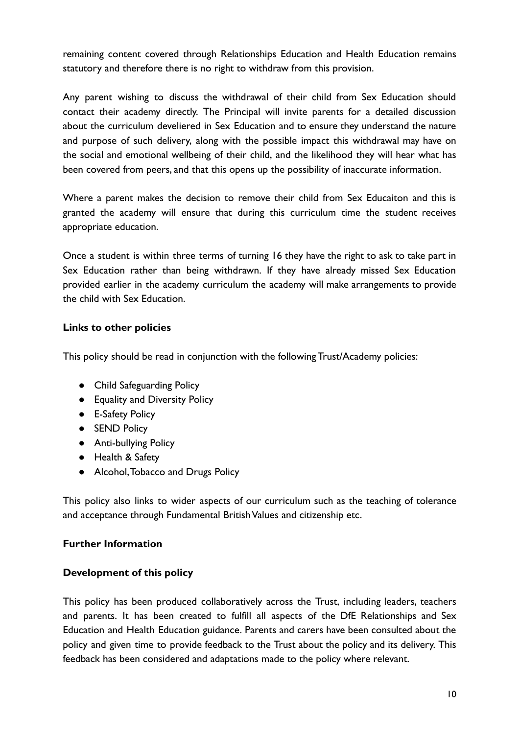remaining content covered through Relationships Education and Health Education remains statutory and therefore there is no right to withdraw from this provision.

Any parent wishing to discuss the withdrawal of their child from Sex Education should contact their academy directly. The Principal will invite parents for a detailed discussion about the curriculum develiered in Sex Education and to ensure they understand the nature and purpose of such delivery, along with the possible impact this withdrawal may have on the social and emotional wellbeing of their child, and the likelihood they will hear what has been covered from peers, and that this opens up the possibility of inaccurate information.

Where a parent makes the decision to remove their child from Sex Educaiton and this is granted the academy will ensure that during this curriculum time the student receives appropriate education.

Once a student is within three terms of turning 16 they have the right to ask to take part in Sex Education rather than being withdrawn. If they have already missed Sex Education provided earlier in the academy curriculum the academy will make arrangements to provide the child with Sex Education.

**Links to other policies**

This policy should be read in conjunction with the following Trust/Academy policies:

- Child Safeguarding Policy
- Equality and Diversity Policy
- E-Safety Policy
- SEND Policy
- Anti-bullying Policy
- Health & Safety
- Alcohol, Tobacco and Drugs Policy

This policy also links to wider aspects of our curriculum such as the teaching of tolerance and acceptance through Fundamental British Values and citizenship etc.

**Further Information**

**Development of this policy**

This policy has been produced collaboratively across the Trust, including leaders, teachers and parents. It has been created to fulfill all aspects of the DfE Relationships and Sex Education and Health Education guidance. Parents and carers have been consulted about the policy and given time to provide feedback to the Trust about the policy and its delivery. This feedback has been considered and adaptations made to the policy where relevant.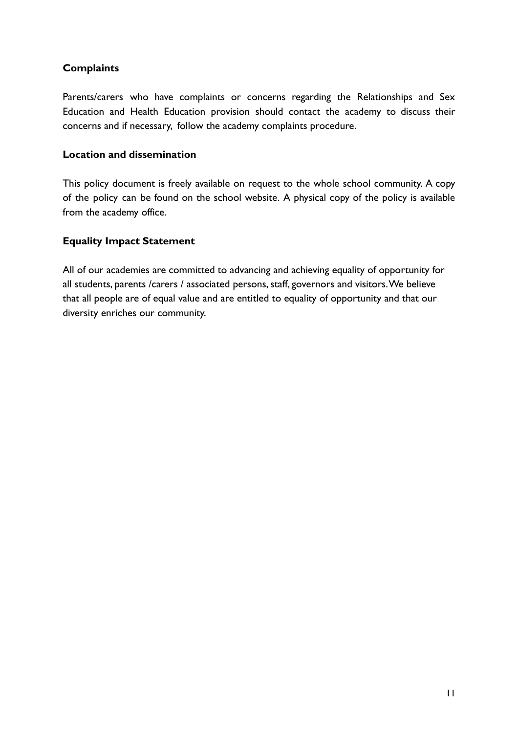**Complaints**

Parents/carers who have complaints or concerns regarding the Relationships and Sex Education and Health Education provision should contact the academy to discuss their concerns and if necessary, follow the academy complaints procedure.

**Location and dissemination**

This policy document is freely available on request to the whole school community. A copy of the policy can be found on the school website. A physical copy of the policy is available from the academy office.

**Equality Impact Statement**

All of our academies are committed to advancing and achieving equality of opportunity for all students, parents /carers / associated persons, staff, governors and visitors. We believe that all people are of equal value and are entitled to equality of opportunity and that our diversity enriches our community.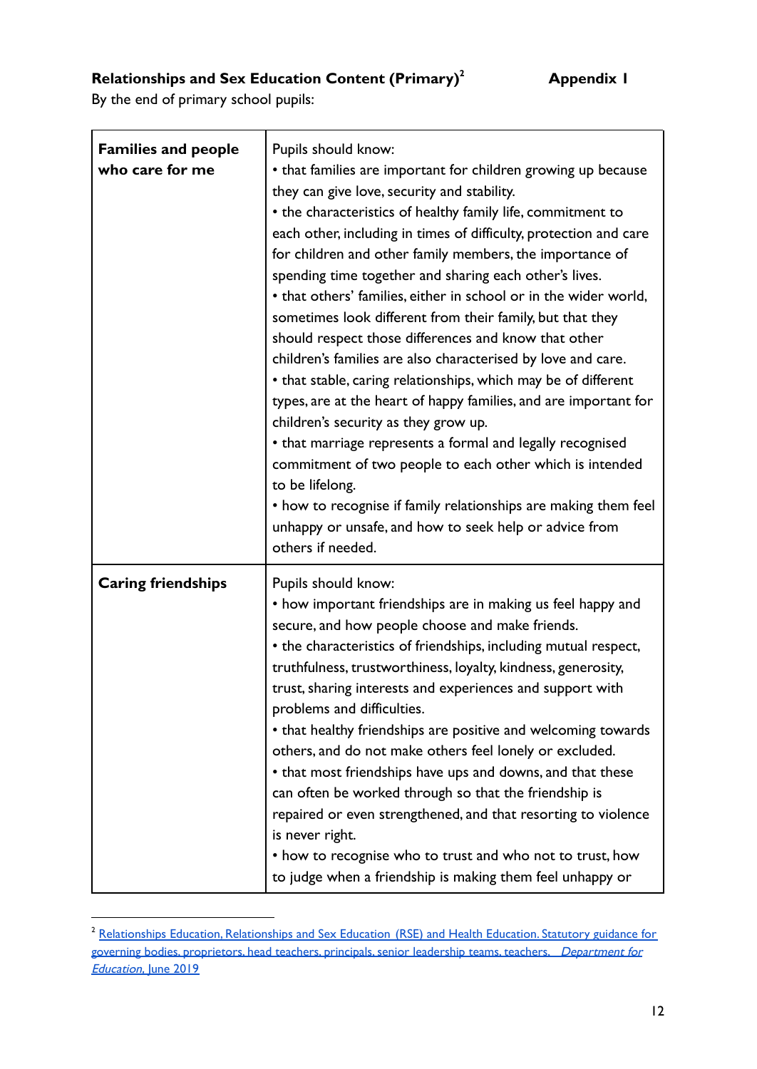**Relationships and Sex Education Content (Primary)**[2] **Appendix 1**

By the end of primary school pupils:

| **Families and people who care for me** | Pupils should know:<br>• that families are important for children growing up because they can give love, security and stability.<br>• the characteristics of healthy family life, commitment to each other, including in times of difficulty, protection and care for children and other family members, the importance of spending time together and sharing each other's lives.<br>• that others' families, either in school or in the wider world, sometimes look different from their family, but that they should respect those differences and know that other children's families are also characterised by love and care.<br>• that stable, caring relationships, which may be of different types, are at the heart of happy families, and are important for children's security as they grow up.<br>• that marriage represents a formal and legally recognised commitment of two people to each other which is intended to be lifelong.<br>• how to recognise if family relationships are making them feel unhappy or unsafe, and how to seek help or advice from others if needed. |
|---|---|
| **Caring friendships** | Pupils should know:<br>• how important friendships are in making us feel happy and secure, and how people choose and make friends.<br>• the characteristics of friendships, including mutual respect, truthfulness, trustworthiness, loyalty, kindness, generosity, trust, sharing interests and experiences and support with problems and difficulties.<br>• that healthy friendships are positive and welcoming towards others, and do not make others feel lonely or excluded.<br>• that most friendships have ups and downs, and that these can often be worked through so that the friendship is repaired or even strengthened, and that resorting to violence is never right.<br>• how to recognise who to trust and who not to trust, how to judge when a friendship is making them feel unhappy or |

[2] Relationships Education, Relationships and Sex Education (RSE) and Health Education. Statutory guidance for governing bodies, proprietors, head teachers, principals, senior leadership teams, teachers. *Department for Education,* June 2019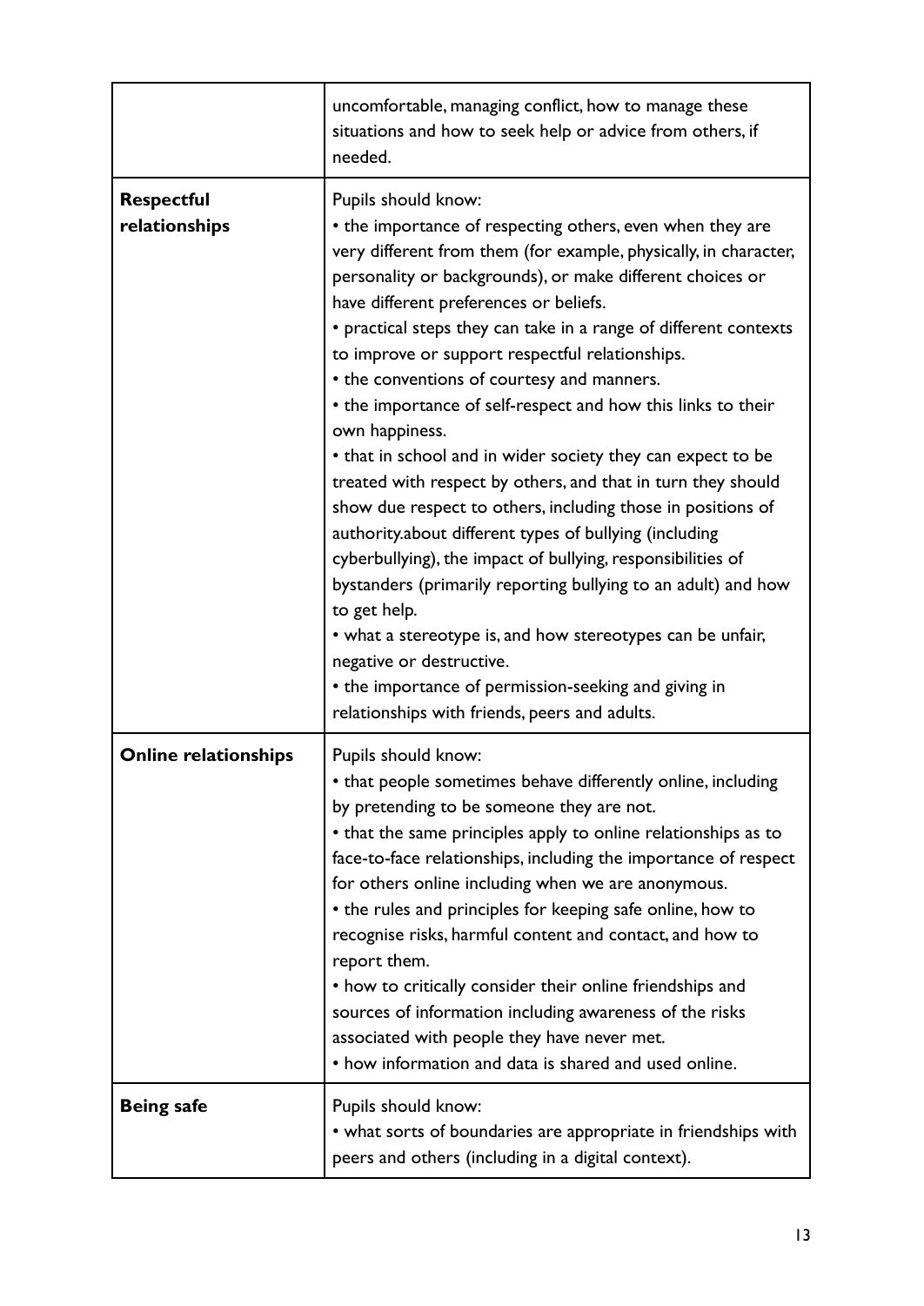| | |
|---|---|
| | uncomfortable, managing conflict, how to manage these situations and how to seek help or advice from others, if needed. |
| **Respectful relationships** | Pupils should know:<br>• the importance of respecting others, even when they are very different from them (for example, physically, in character, personality or backgrounds), or make different choices or have different preferences or beliefs.<br>• practical steps they can take in a range of different contexts to improve or support respectful relationships.<br>• the conventions of courtesy and manners.<br>• the importance of self-respect and how this links to their own happiness.<br>• that in school and in wider society they can expect to be treated with respect by others, and that in turn they should show due respect to others, including those in positions of authority.about different types of bullying (including cyberbullying), the impact of bullying, responsibilities of bystanders (primarily reporting bullying to an adult) and how to get help.<br>• what a stereotype is, and how stereotypes can be unfair, negative or destructive.<br>• the importance of permission-seeking and giving in relationships with friends, peers and adults. |
| **Online relationships** | Pupils should know:<br>• that people sometimes behave differently online, including by pretending to be someone they are not.<br>• that the same principles apply to online relationships as to face-to-face relationships, including the importance of respect for others online including when we are anonymous.<br>• the rules and principles for keeping safe online, how to recognise risks, harmful content and contact, and how to report them.<br>• how to critically consider their online friendships and sources of information including awareness of the risks associated with people they have never met.<br>• how information and data is shared and used online. |
| **Being safe** | Pupils should know:<br>• what sorts of boundaries are appropriate in friendships with peers and others (including in a digital context). |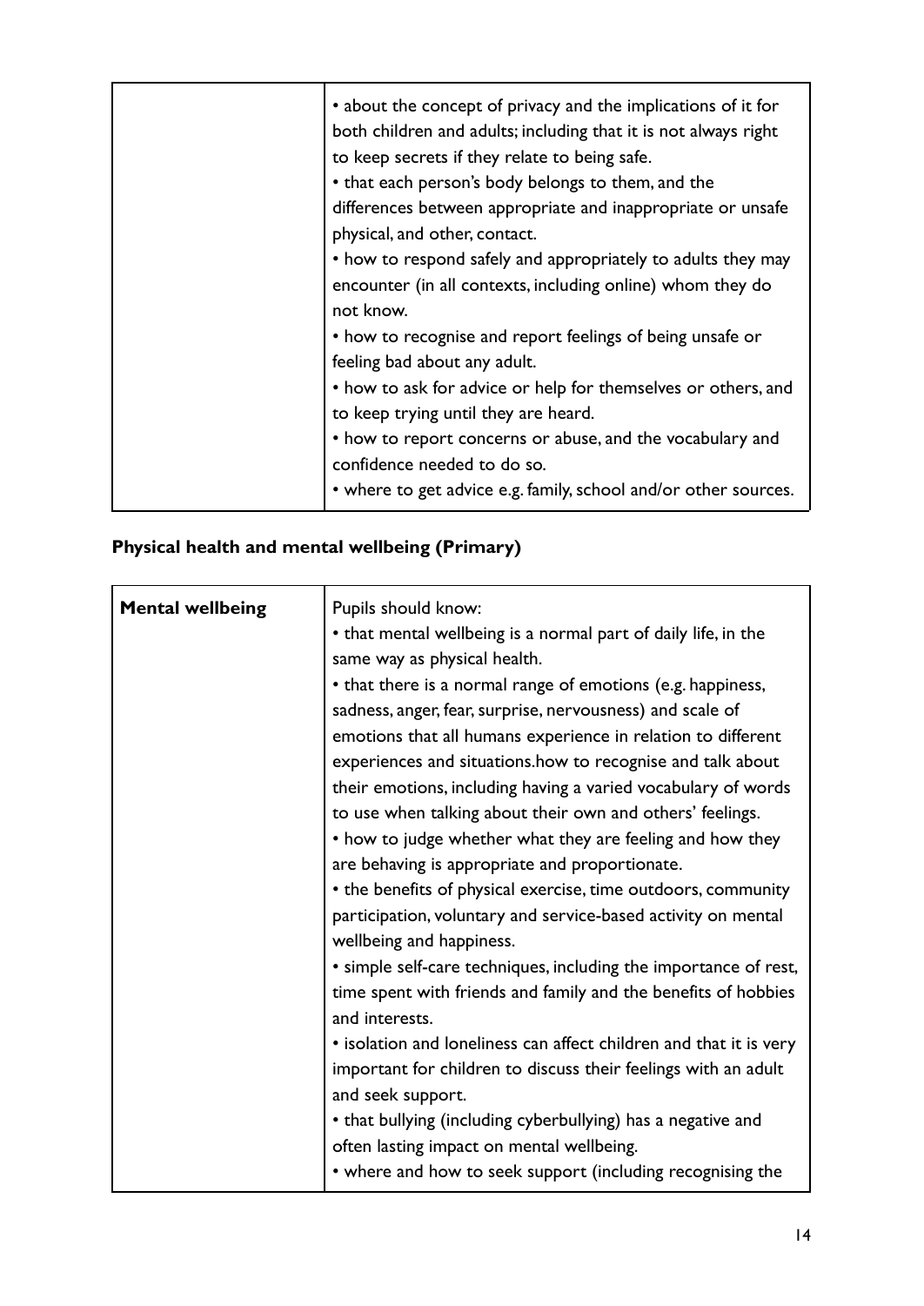| | |
|---|---|
| | • about the concept of privacy and the implications of it for both children and adults; including that it is not always right to keep secrets if they relate to being safe.<br>• that each person's body belongs to them, and the differences between appropriate and inappropriate or unsafe physical, and other, contact.<br>• how to respond safely and appropriately to adults they may encounter (in all contexts, including online) whom they do not know.<br>• how to recognise and report feelings of being unsafe or feeling bad about any adult.<br>• how to ask for advice or help for themselves or others, and to keep trying until they are heard.<br>• how to report concerns or abuse, and the vocabulary and confidence needed to do so.<br>• where to get advice e.g. family, school and/or other sources. |

**Physical health and mental wellbeing (Primary)**

| | |
|---|---|
| **Mental wellbeing** | Pupils should know:<br>• that mental wellbeing is a normal part of daily life, in the same way as physical health.<br>• that there is a normal range of emotions (e.g. happiness, sadness, anger, fear, surprise, nervousness) and scale of emotions that all humans experience in relation to different experiences and situations.how to recognise and talk about their emotions, including having a varied vocabulary of words to use when talking about their own and others' feelings.<br>• how to judge whether what they are feeling and how they are behaving is appropriate and proportionate.<br>• the benefits of physical exercise, time outdoors, community participation, voluntary and service-based activity on mental wellbeing and happiness.<br>• simple self-care techniques, including the importance of rest, time spent with friends and family and the benefits of hobbies and interests.<br>• isolation and loneliness can affect children and that it is very important for children to discuss their feelings with an adult and seek support.<br>• that bullying (including cyberbullying) has a negative and often lasting impact on mental wellbeing.<br>• where and how to seek support (including recognising the |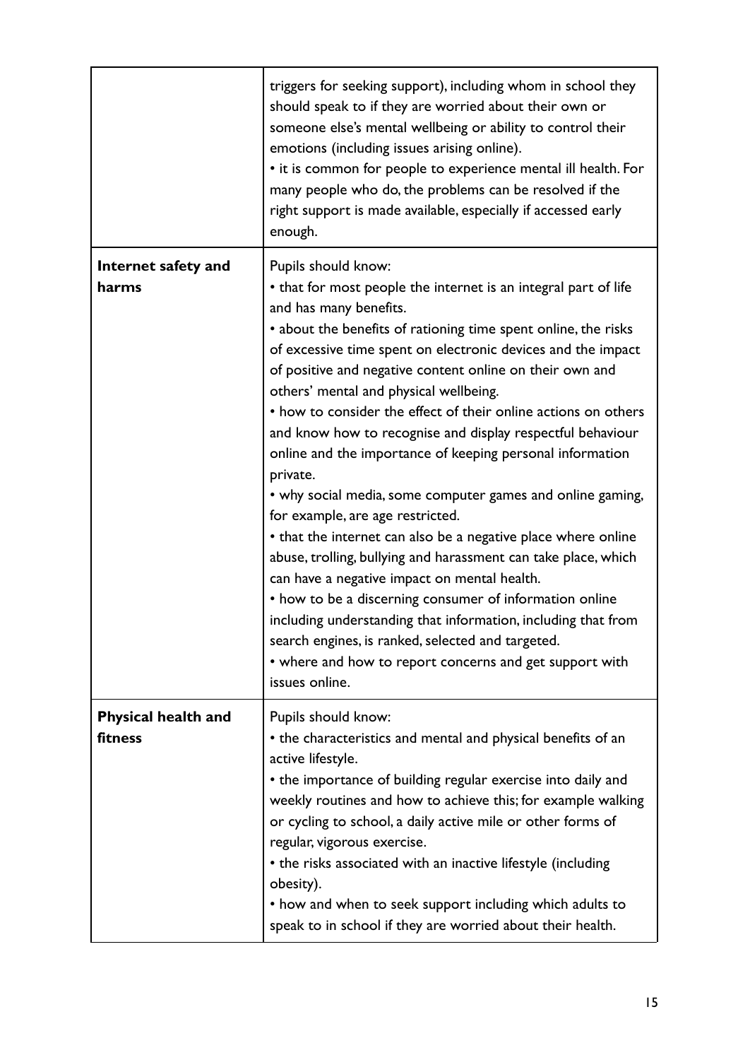| | |
|---|---|
| | triggers for seeking support), including whom in school they should speak to if they are worried about their own or someone else's mental wellbeing or ability to control their emotions (including issues arising online).<br>• it is common for people to experience mental ill health. For many people who do, the problems can be resolved if the right support is made available, especially if accessed early enough. |
| **Internet safety and harms** | Pupils should know:<br>• that for most people the internet is an integral part of life and has many benefits.<br>• about the benefits of rationing time spent online, the risks of excessive time spent on electronic devices and the impact of positive and negative content online on their own and others' mental and physical wellbeing.<br>• how to consider the effect of their online actions on others and know how to recognise and display respectful behaviour online and the importance of keeping personal information private.<br>• why social media, some computer games and online gaming, for example, are age restricted.<br>• that the internet can also be a negative place where online abuse, trolling, bullying and harassment can take place, which can have a negative impact on mental health.<br>• how to be a discerning consumer of information online including understanding that information, including that from search engines, is ranked, selected and targeted.<br>• where and how to report concerns and get support with issues online. |
| **Physical health and fitness** | Pupils should know:<br>• the characteristics and mental and physical benefits of an active lifestyle.<br>• the importance of building regular exercise into daily and weekly routines and how to achieve this; for example walking or cycling to school, a daily active mile or other forms of regular, vigorous exercise.<br>• the risks associated with an inactive lifestyle (including obesity).<br>• how and when to seek support including which adults to speak to in school if they are worried about their health. |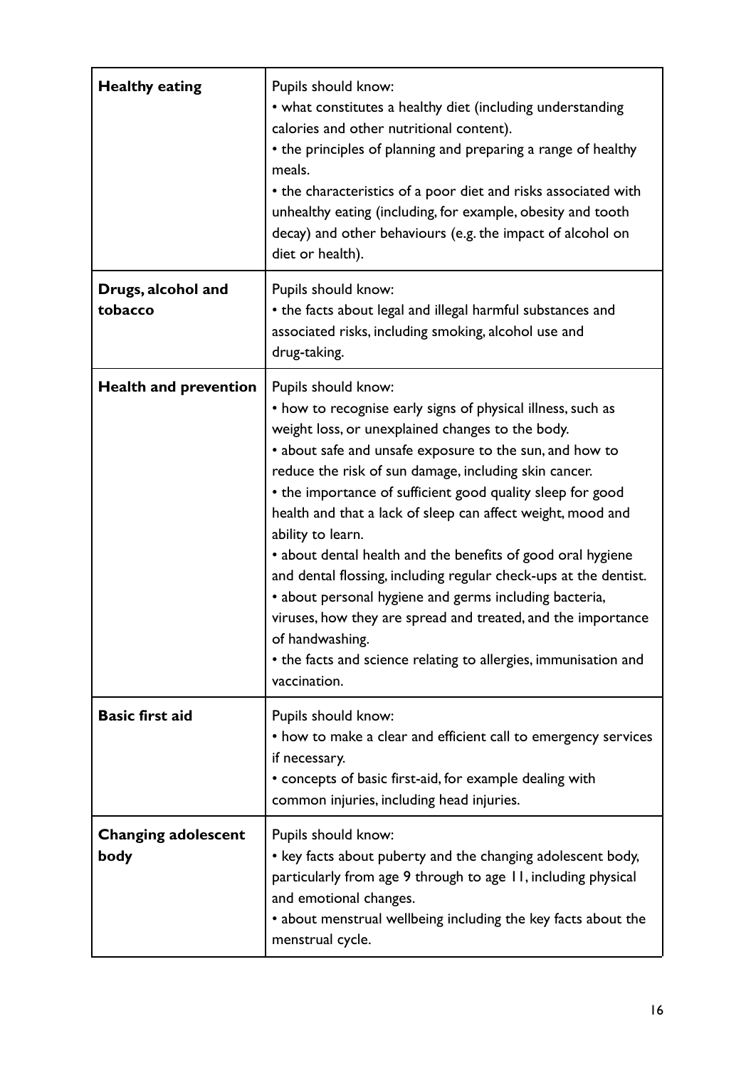| | |
|---|---|
| **Healthy eating** | Pupils should know:<br>• what constitutes a healthy diet (including understanding calories and other nutritional content).<br>• the principles of planning and preparing a range of healthy meals.<br>• the characteristics of a poor diet and risks associated with unhealthy eating (including, for example, obesity and tooth decay) and other behaviours (e.g. the impact of alcohol on diet or health). |
| **Drugs, alcohol and tobacco** | Pupils should know:<br>• the facts about legal and illegal harmful substances and associated risks, including smoking, alcohol use and drug-taking. |
| **Health and prevention** | Pupils should know:<br>• how to recognise early signs of physical illness, such as weight loss, or unexplained changes to the body.<br>• about safe and unsafe exposure to the sun, and how to reduce the risk of sun damage, including skin cancer.<br>• the importance of sufficient good quality sleep for good health and that a lack of sleep can affect weight, mood and ability to learn.<br>• about dental health and the benefits of good oral hygiene and dental flossing, including regular check-ups at the dentist.<br>• about personal hygiene and germs including bacteria, viruses, how they are spread and treated, and the importance of handwashing.<br>• the facts and science relating to allergies, immunisation and vaccination. |
| **Basic first aid** | Pupils should know:<br>• how to make a clear and efficient call to emergency services if necessary.<br>• concepts of basic first-aid, for example dealing with common injuries, including head injuries. |
| **Changing adolescent body** | Pupils should know:<br>• key facts about puberty and the changing adolescent body, particularly from age 9 through to age 11, including physical and emotional changes.<br>• about menstrual wellbeing including the key facts about the menstrual cycle. |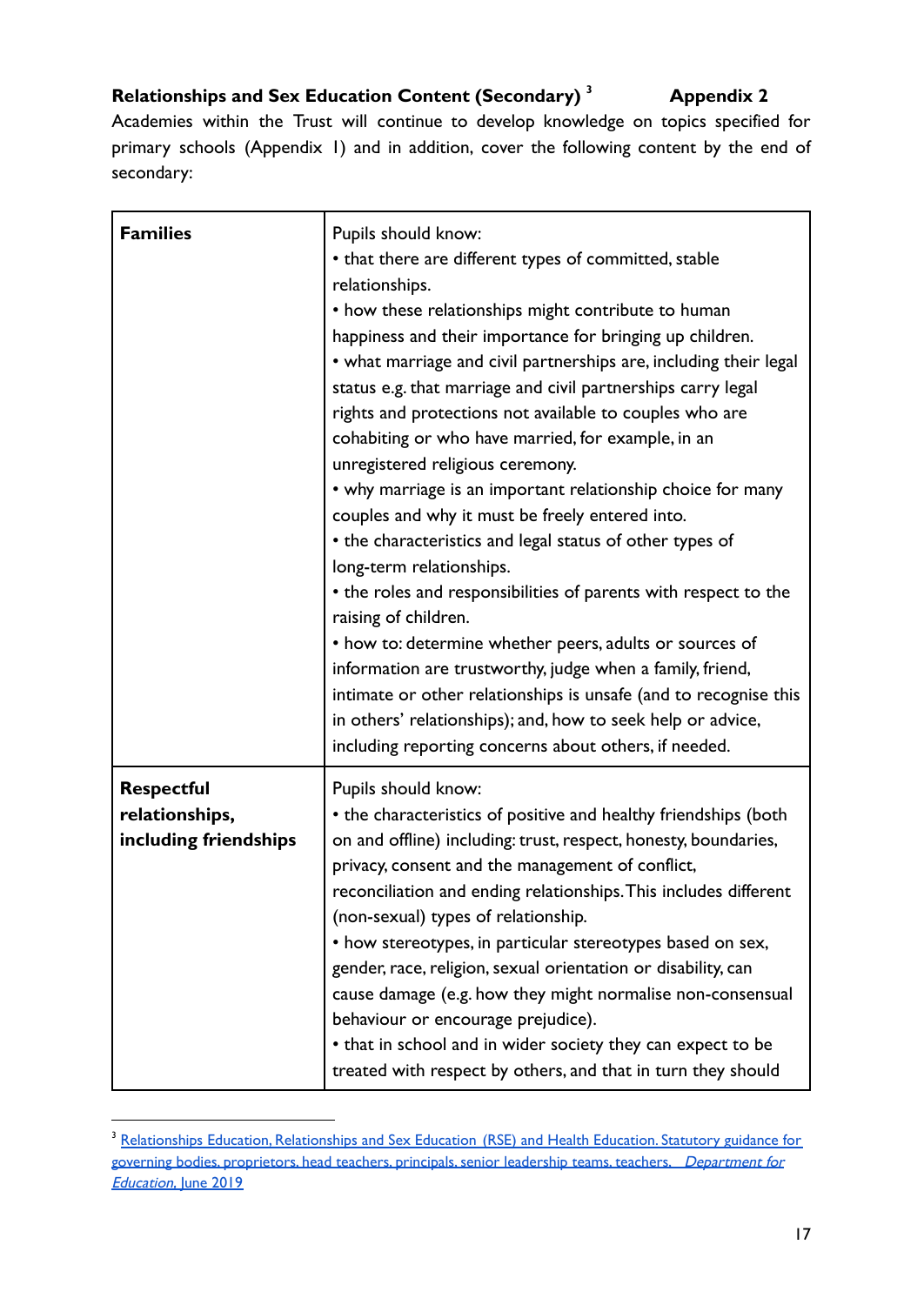**Relationships and Sex Education Content (Secondary)** [3] **Appendix 2**

Academies within the Trust will continue to develop knowledge on topics specified for primary schools (Appendix 1) and in addition, cover the following content by the end of secondary:

| | |
|---|---|
| **Families** | Pupils should know:<br>• that there are different types of committed, stable relationships.<br>• how these relationships might contribute to human happiness and their importance for bringing up children.<br>• what marriage and civil partnerships are, including their legal status e.g. that marriage and civil partnerships carry legal rights and protections not available to couples who are cohabiting or who have married, for example, in an unregistered religious ceremony.<br>• why marriage is an important relationship choice for many couples and why it must be freely entered into.<br>• the characteristics and legal status of other types of long-term relationships.<br>• the roles and responsibilities of parents with respect to the raising of children.<br>• how to: determine whether peers, adults or sources of information are trustworthy, judge when a family, friend, intimate or other relationships is unsafe (and to recognise this in others' relationships); and, how to seek help or advice, including reporting concerns about others, if needed. |
| **Respectful relationships, including friendships** | Pupils should know:<br>• the characteristics of positive and healthy friendships (both on and offline) including: trust, respect, honesty, boundaries, privacy, consent and the management of conflict, reconciliation and ending relationships. This includes different (non-sexual) types of relationship.<br>• how stereotypes, in particular stereotypes based on sex, gender, race, religion, sexual orientation or disability, can cause damage (e.g. how they might normalise non-consensual behaviour or encourage prejudice).<br>• that in school and in wider society they can expect to be treated with respect by others, and that in turn they should |

[3] Relationships Education, Relationships and Sex Education (RSE) and Health Education. Statutory guidance for governing bodies, proprietors, head teachers, principals, senior leadership teams, teachers. *Department for Education*, June 2019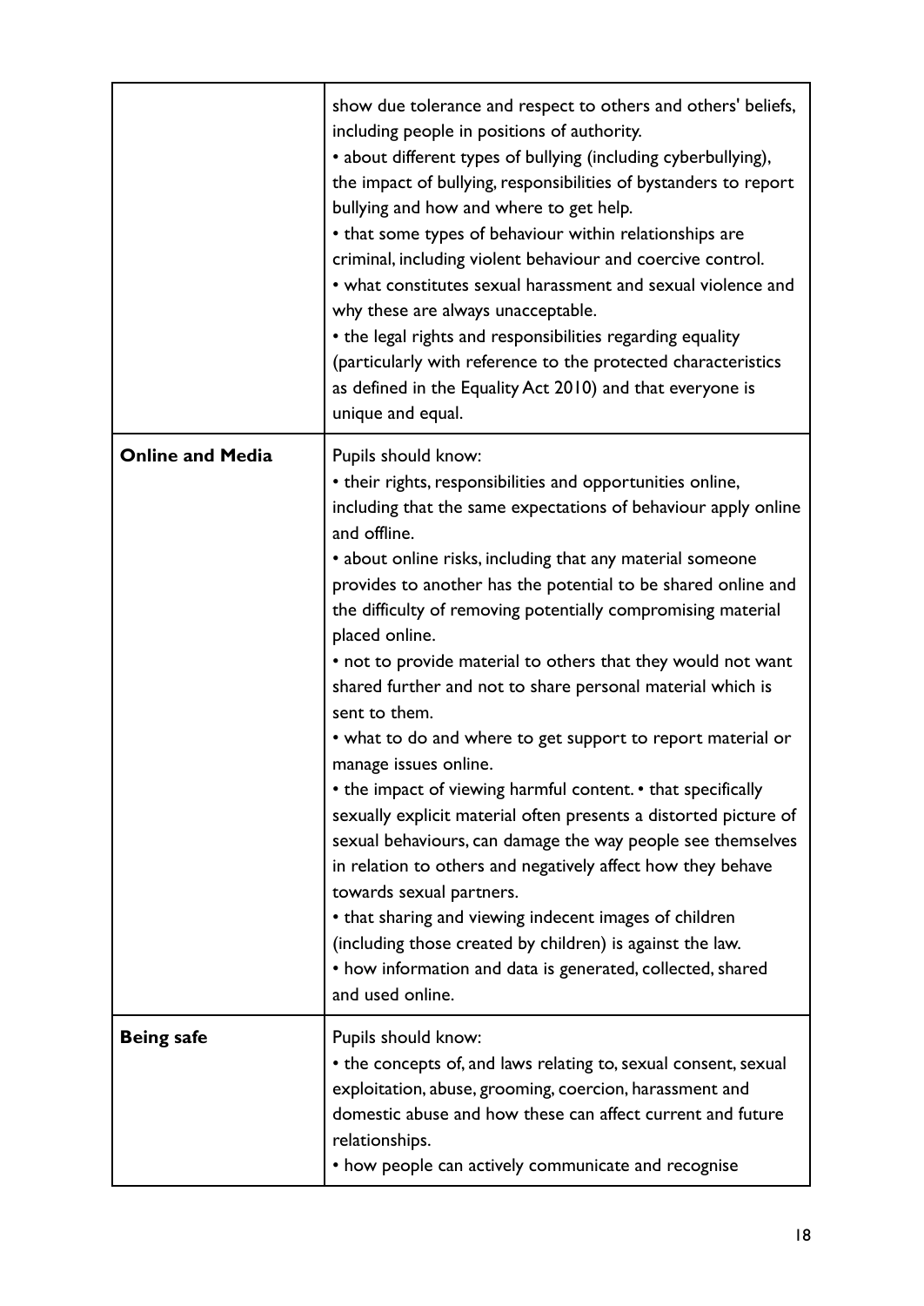| | |
|---|---|
| | show due tolerance and respect to others and others' beliefs, including people in positions of authority.<br>• about different types of bullying (including cyberbullying), the impact of bullying, responsibilities of bystanders to report bullying and how and where to get help.<br>• that some types of behaviour within relationships are criminal, including violent behaviour and coercive control.<br>• what constitutes sexual harassment and sexual violence and why these are always unacceptable.<br>• the legal rights and responsibilities regarding equality (particularly with reference to the protected characteristics as defined in the Equality Act 2010) and that everyone is unique and equal. |
| **Online and Media** | Pupils should know:<br>• their rights, responsibilities and opportunities online, including that the same expectations of behaviour apply online and offline.<br>• about online risks, including that any material someone provides to another has the potential to be shared online and the difficulty of removing potentially compromising material placed online.<br>• not to provide material to others that they would not want shared further and not to share personal material which is sent to them.<br>• what to do and where to get support to report material or manage issues online.<br>• the impact of viewing harmful content. • that specifically sexually explicit material often presents a distorted picture of sexual behaviours, can damage the way people see themselves in relation to others and negatively affect how they behave towards sexual partners.<br>• that sharing and viewing indecent images of children (including those created by children) is against the law.<br>• how information and data is generated, collected, shared and used online. |
| **Being safe** | Pupils should know:<br>• the concepts of, and laws relating to, sexual consent, sexual exploitation, abuse, grooming, coercion, harassment and domestic abuse and how these can affect current and future relationships.<br>• how people can actively communicate and recognise |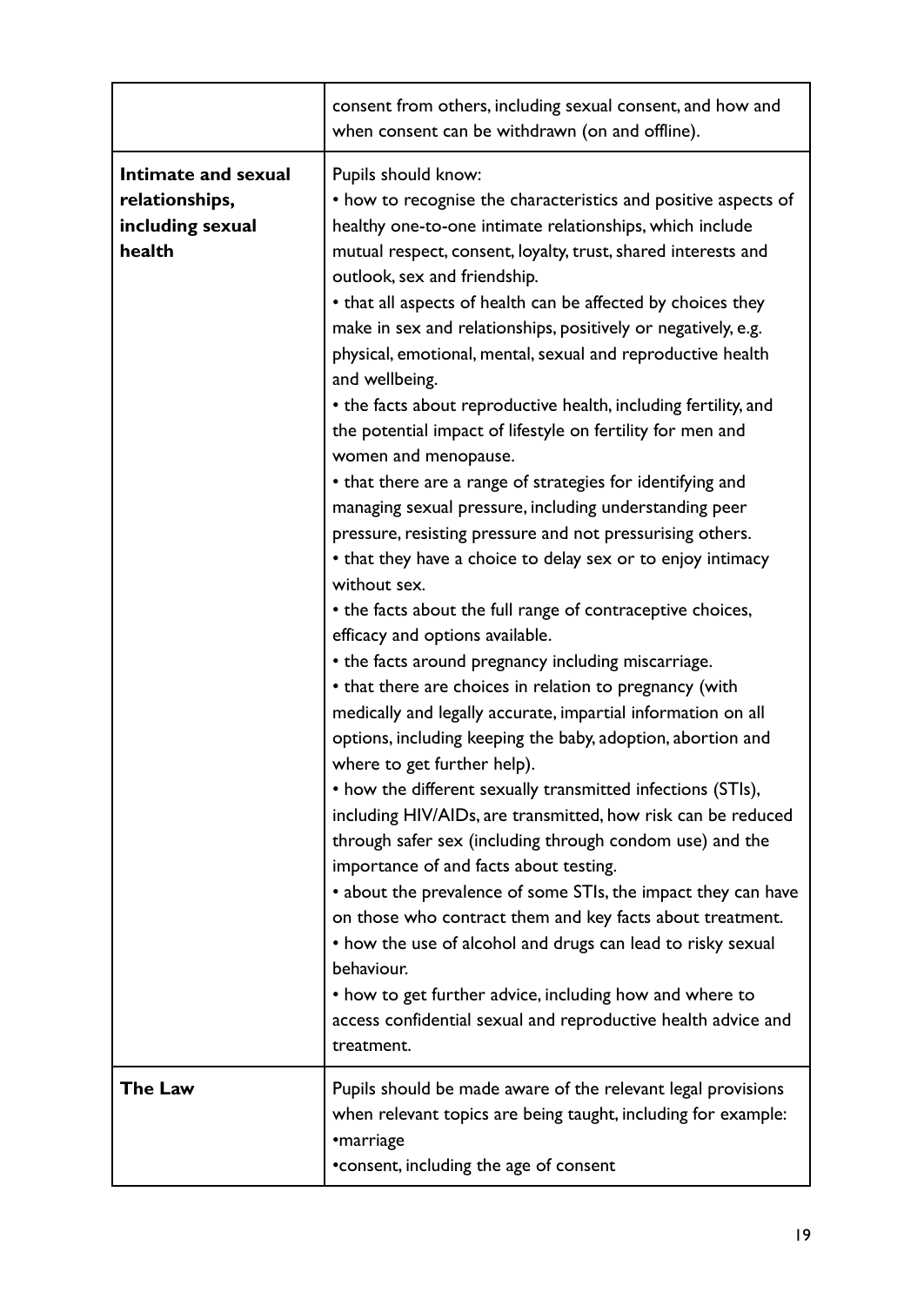| | |
|---|---|
| | consent from others, including sexual consent, and how and when consent can be withdrawn (on and offline). |
| **Intimate and sexual relationships, including sexual health** | Pupils should know:<br>• how to recognise the characteristics and positive aspects of healthy one-to-one intimate relationships, which include mutual respect, consent, loyalty, trust, shared interests and outlook, sex and friendship.<br>• that all aspects of health can be affected by choices they make in sex and relationships, positively or negatively, e.g. physical, emotional, mental, sexual and reproductive health and wellbeing.<br>• the facts about reproductive health, including fertility, and the potential impact of lifestyle on fertility for men and women and menopause.<br>• that there are a range of strategies for identifying and managing sexual pressure, including understanding peer pressure, resisting pressure and not pressurising others.<br>• that they have a choice to delay sex or to enjoy intimacy without sex.<br>• the facts about the full range of contraceptive choices, efficacy and options available.<br>• the facts around pregnancy including miscarriage.<br>• that there are choices in relation to pregnancy (with medically and legally accurate, impartial information on all options, including keeping the baby, adoption, abortion and where to get further help).<br>• how the different sexually transmitted infections (STIs), including HIV/AIDs, are transmitted, how risk can be reduced through safer sex (including through condom use) and the importance of and facts about testing.<br>• about the prevalence of some STIs, the impact they can have on those who contract them and key facts about treatment.<br>• how the use of alcohol and drugs can lead to risky sexual behaviour.<br>• how to get further advice, including how and where to access confidential sexual and reproductive health advice and treatment. |
| **The Law** | Pupils should be made aware of the relevant legal provisions when relevant topics are being taught, including for example:<br>•marriage<br>•consent, including the age of consent |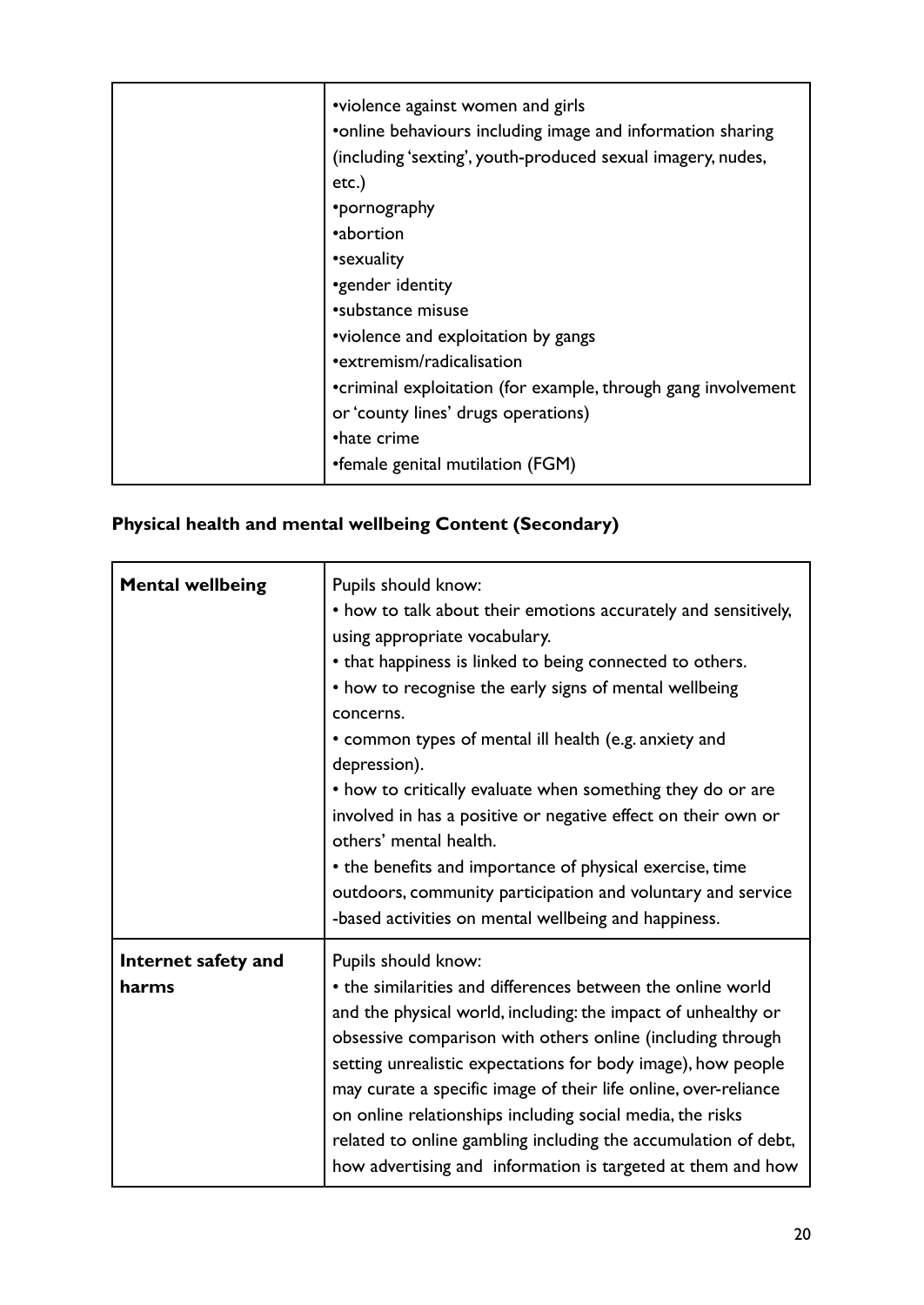| | |
|---|---|
| | •violence against women and girls<br>•online behaviours including image and information sharing (including 'sexting', youth-produced sexual imagery, nudes, etc.)<br>•pornography<br>•abortion<br>•sexuality<br>•gender identity<br>•substance misuse<br>•violence and exploitation by gangs<br>•extremism/radicalisation<br>•criminal exploitation (for example, through gang involvement or 'county lines' drugs operations)<br>•hate crime<br>•female genital mutilation (FGM) |

**Physical health and mental wellbeing Content (Secondary)**

| | |
|---|---|
| **Mental wellbeing** | Pupils should know:<br>• how to talk about their emotions accurately and sensitively, using appropriate vocabulary.<br>• that happiness is linked to being connected to others.<br>• how to recognise the early signs of mental wellbeing concerns.<br>• common types of mental ill health (e.g. anxiety and depression).<br>• how to critically evaluate when something they do or are involved in has a positive or negative effect on their own or others' mental health.<br>• the benefits and importance of physical exercise, time outdoors, community participation and voluntary and service -based activities on mental wellbeing and happiness. |
| **Internet safety and harms** | Pupils should know:<br>• the similarities and differences between the online world and the physical world, including: the impact of unhealthy or obsessive comparison with others online (including through setting unrealistic expectations for body image), how people may curate a specific image of their life online, over-reliance on online relationships including social media, the risks related to online gambling including the accumulation of debt, how advertising and information is targeted at them and how |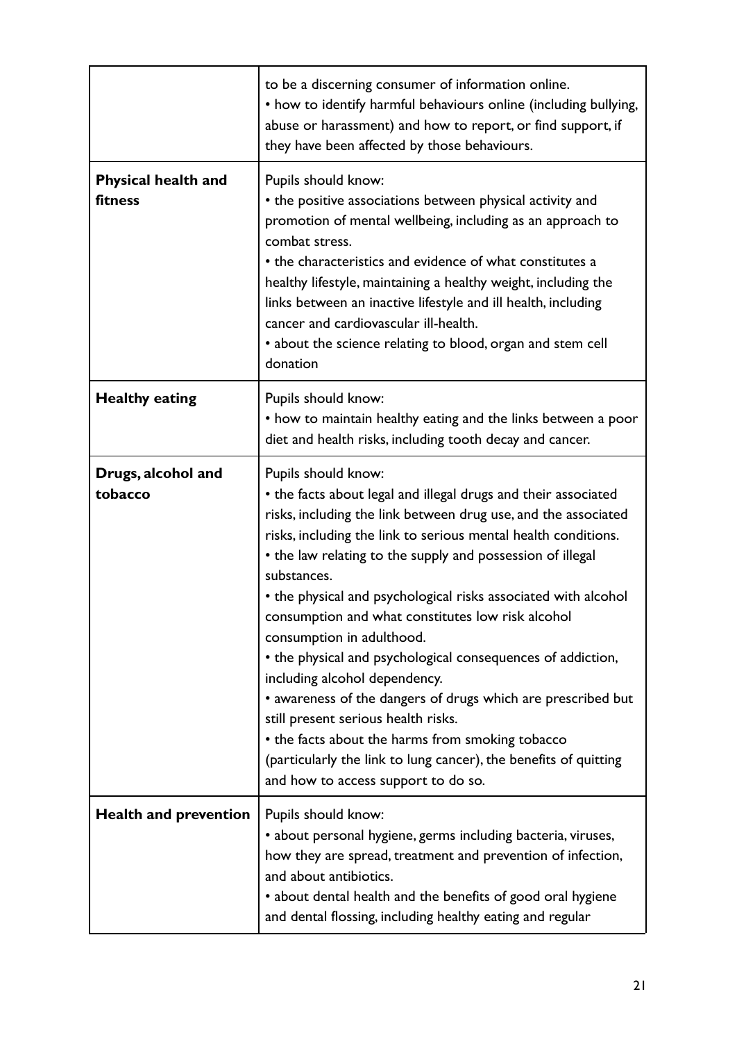| | |
|---|---|
| | to be a discerning consumer of information online.<br>• how to identify harmful behaviours online (including bullying, abuse or harassment) and how to report, or find support, if they have been affected by those behaviours. |
| **Physical health and fitness** | Pupils should know:<br>• the positive associations between physical activity and promotion of mental wellbeing, including as an approach to combat stress.<br>• the characteristics and evidence of what constitutes a healthy lifestyle, maintaining a healthy weight, including the links between an inactive lifestyle and ill health, including cancer and cardiovascular ill-health.<br>• about the science relating to blood, organ and stem cell donation |
| **Healthy eating** | Pupils should know:<br>• how to maintain healthy eating and the links between a poor diet and health risks, including tooth decay and cancer. |
| **Drugs, alcohol and tobacco** | Pupils should know:<br>• the facts about legal and illegal drugs and their associated risks, including the link between drug use, and the associated risks, including the link to serious mental health conditions.<br>• the law relating to the supply and possession of illegal substances.<br>• the physical and psychological risks associated with alcohol consumption and what constitutes low risk alcohol consumption in adulthood.<br>• the physical and psychological consequences of addiction, including alcohol dependency.<br>• awareness of the dangers of drugs which are prescribed but still present serious health risks.<br>• the facts about the harms from smoking tobacco (particularly the link to lung cancer), the benefits of quitting and how to access support to do so. |
| **Health and prevention** | Pupils should know:<br>• about personal hygiene, germs including bacteria, viruses, how they are spread, treatment and prevention of infection, and about antibiotics.<br>• about dental health and the benefits of good oral hygiene and dental flossing, including healthy eating and regular |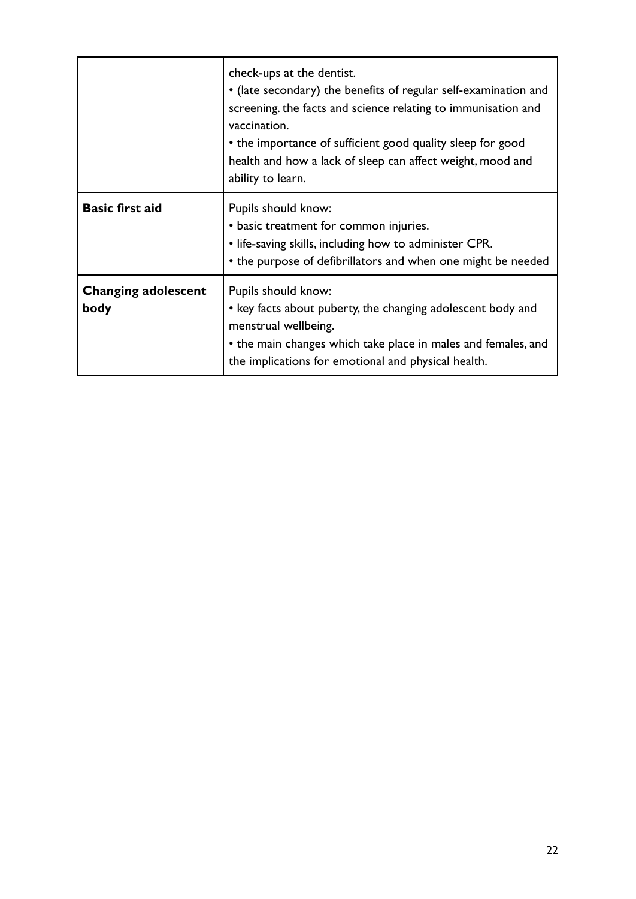| | |
|---|---|
| | check-ups at the dentist.<br>• (late secondary) the benefits of regular self-examination and screening. the facts and science relating to immunisation and vaccination.<br>• the importance of sufficient good quality sleep for good health and how a lack of sleep can affect weight, mood and ability to learn. |
| **Basic first aid** | Pupils should know:<br>• basic treatment for common injuries.<br>• life-saving skills, including how to administer CPR.<br>• the purpose of defibrillators and when one might be needed |
| **Changing adolescent body** | Pupils should know:<br>• key facts about puberty, the changing adolescent body and menstrual wellbeing.<br>• the main changes which take place in males and females, and the implications for emotional and physical health. |